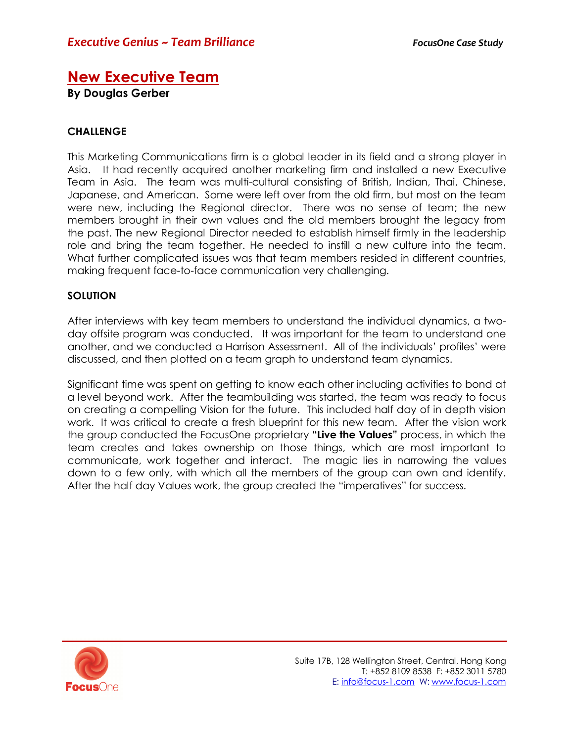# New Executive Team

**By Douglas Gerber**

## CHALLENGE

This Marketing Communications firm is a global leader in its field and a strong player in Asia. It had recently acquired another marketing firm and installed a new Executive Team in Asia. The team was multi-cultural consisting of British, Indian, Thai, Chinese, Japanese, and American. Some were left over from the old firm, but most on the team were new, including the Regional director. There was no sense of team; the new members brought in their own values and the old members brought the legacy from the past. The new Regional Director needed to establish himself firmly in the leadership role and bring the team together. He needed to instill a new culture into the team. What further complicated issues was that team members resided in different countries, making frequent face-to-face communication very challenging.

## SOLUTION

After interviews with key team members to understand the individual dynamics, a two-day offsite program was conducted. It was important for the team to understand one another, and we conducted a Harrison Assessment. All of the individuals' profiles' were discussed, and then plotted on a team graph to understand team dynamics.

Significant time was spent on getting to know each other including activities to bond at a level beyond work. After the teambuilding was started, the team was ready to focus on creating a compelling Vision for the future. This included half day of in depth vision work. It was critical to create a fresh blueprint for this new team. After the vision work the group conducted the FocusOne proprietary **"Live the Values"** process, in which the team creates and takes ownership on those things, which are most important to communicate, work together and interact. The magic lies in narrowing the values down to a few only, with which all the members of the group can own and identify. After the half day Values work, the group created the "imperatives" for success.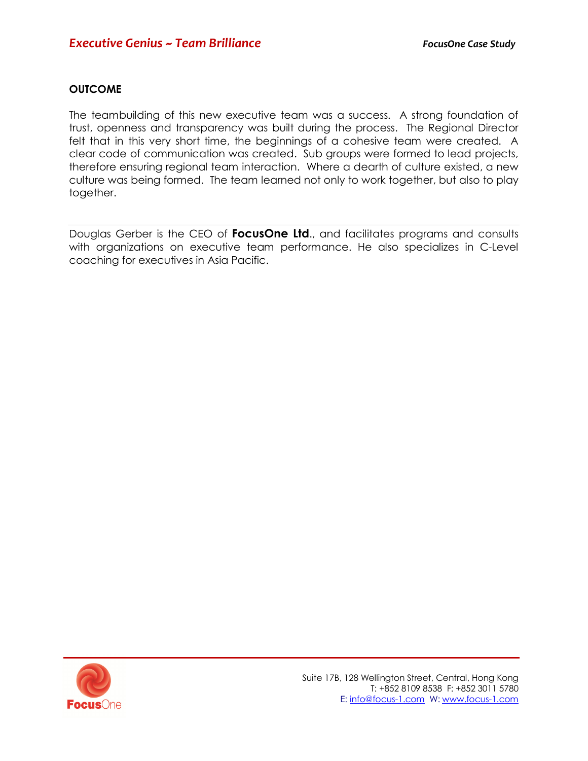## OUTCOME

The teambuilding of this new executive team was a success. A strong foundation of trust, openness and transparency was built during the process. The Regional Director felt that in this very short time, the beginnings of a cohesive team were created. A clear code of communication was created. Sub groups were formed to lead projects, therefore ensuring regional team interaction. Where a dearth of culture existed, a new culture was being formed. The team learned not only to work together, but also to play together.

---

Douglas Gerber is the CEO of **FocusOne Ltd**., and facilitates programs and consults with organizations on executive team performance. He also specializes in C-Level coaching for executives in Asia Pacific.